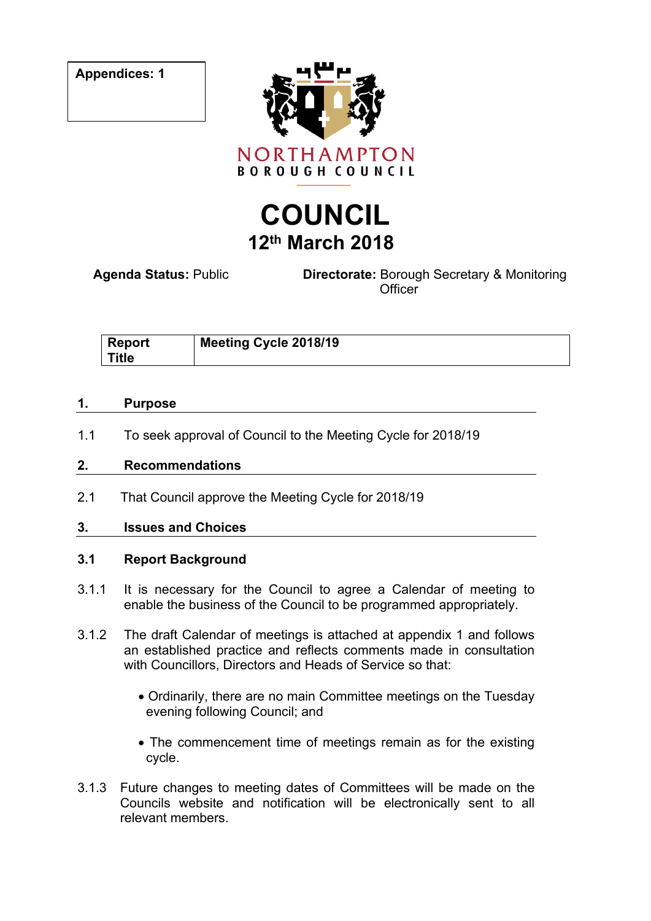**Appendices: 1**

NORTHAMPTON
BOROUGH COUNCIL

# COUNCIL

## 12th March 2018

**Agenda Status:** Public

**Directorate:** Borough Secretary & Monitoring Officer

| **Report Title** | **Meeting Cycle 2018/19** |
|---|---|

## 1. Purpose

1.1 To seek approval of Council to the Meeting Cycle for 2018/19

## 2. Recommendations

2.1 That Council approve the Meeting Cycle for 2018/19

## 3. Issues and Choices

### 3.1 Report Background

3.1.1 It is necessary for the Council to agree a Calendar of meeting to enable the business of the Council to be programmed appropriately.

3.1.2 The draft Calendar of meetings is attached at appendix 1 and follows an established practice and reflects comments made in consultation with Councillors, Directors and Heads of Service so that:

- Ordinarily, there are no main Committee meetings on the Tuesday evening following Council; and
- The commencement time of meetings remain as for the existing cycle.

3.1.3 Future changes to meeting dates of Committees will be made on the Councils website and notification will be electronically sent to all relevant members.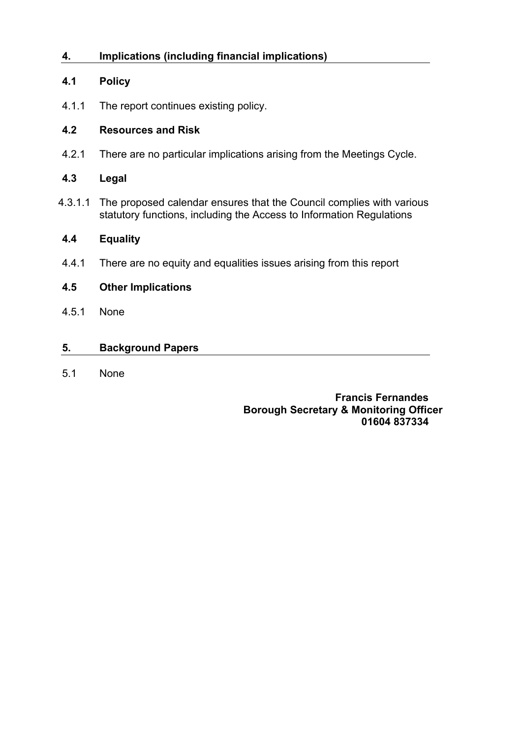## 4. Implications (including financial implications)

### 4.1 Policy

4.1.1 The report continues existing policy.

### 4.2 Resources and Risk

4.2.1 There are no particular implications arising from the Meetings Cycle.

### 4.3 Legal

4.3.1.1 The proposed calendar ensures that the Council complies with various statutory functions, including the Access to Information Regulations

### 4.4 Equality

4.4.1 There are no equity and equalities issues arising from this report

### 4.5 Other Implications

4.5.1 None

## 5. Background Papers

5.1 None

**Francis Fernandes**
**Borough Secretary & Monitoring Officer**
**01604 837334**